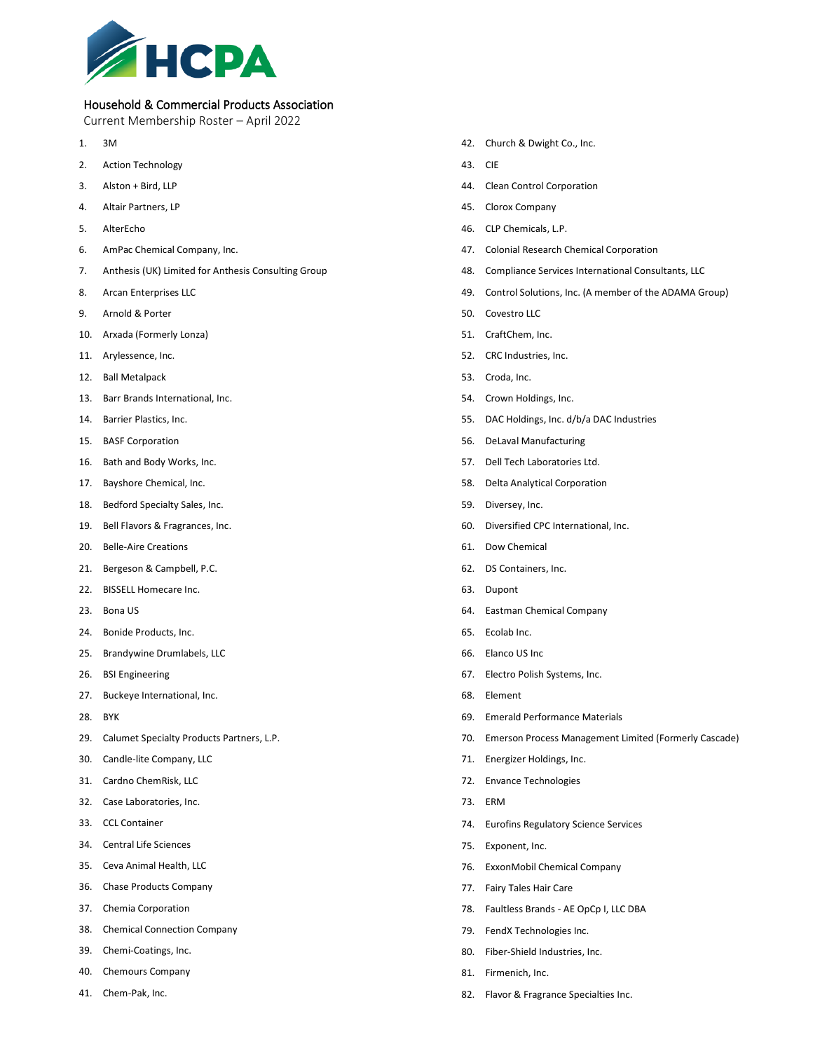HCPA

# Household & Commercial Products Association

Current Membership Roster – April 2022

1. 3M
2. Action Technology
3. Alston + Bird, LLP
4. Altair Partners, LP
5. AlterEcho
6. AmPac Chemical Company, Inc.
7. Anthesis (UK) Limited for Anthesis Consulting Group
8. Arcan Enterprises LLC
9. Arnold & Porter
10. Arxada (Formerly Lonza)
11. Arylessence, Inc.
12. Ball Metalpack
13. Barr Brands International, Inc.
14. Barrier Plastics, Inc.
15. BASF Corporation
16. Bath and Body Works, Inc.
17. Bayshore Chemical, Inc.
18. Bedford Specialty Sales, Inc.
19. Bell Flavors & Fragrances, Inc.
20. Belle-Aire Creations
21. Bergeson & Campbell, P.C.
22. BISSELL Homecare Inc.
23. Bona US
24. Bonide Products, Inc.
25. Brandywine Drumlabels, LLC
26. BSI Engineering
27. Buckeye International, Inc.
28. BYK
29. Calumet Specialty Products Partners, L.P.
30. Candle-lite Company, LLC
31. Cardno ChemRisk, LLC
32. Case Laboratories, Inc.
33. CCL Container
34. Central Life Sciences
35. Ceva Animal Health, LLC
36. Chase Products Company
37. Chemia Corporation
38. Chemical Connection Company
39. Chemi-Coatings, Inc.
40. Chemours Company
41. Chem-Pak, Inc.
42. Church & Dwight Co., Inc.
43. CIE
44. Clean Control Corporation
45. Clorox Company
46. CLP Chemicals, L.P.
47. Colonial Research Chemical Corporation
48. Compliance Services International Consultants, LLC
49. Control Solutions, Inc. (A member of the ADAMA Group)
50. Covestro LLC
51. CraftChem, Inc.
52. CRC Industries, Inc.
53. Croda, Inc.
54. Crown Holdings, Inc.
55. DAC Holdings, Inc. d/b/a DAC Industries
56. DeLaval Manufacturing
57. Dell Tech Laboratories Ltd.
58. Delta Analytical Corporation
59. Diversey, Inc.
60. Diversified CPC International, Inc.
61. Dow Chemical
62. DS Containers, Inc.
63. Dupont
64. Eastman Chemical Company
65. Ecolab Inc.
66. Elanco US Inc
67. Electro Polish Systems, Inc.
68. Element
69. Emerald Performance Materials
70. Emerson Process Management Limited (Formerly Cascade)
71. Energizer Holdings, Inc.
72. Envance Technologies
73. ERM
74. Eurofins Regulatory Science Services
75. Exponent, Inc.
76. ExxonMobil Chemical Company
77. Fairy Tales Hair Care
78. Faultless Brands - AE OpCp I, LLC DBA
79. FendX Technologies Inc.
80. Fiber-Shield Industries, Inc.
81. Firmenich, Inc.
82. Flavor & Fragrance Specialties Inc.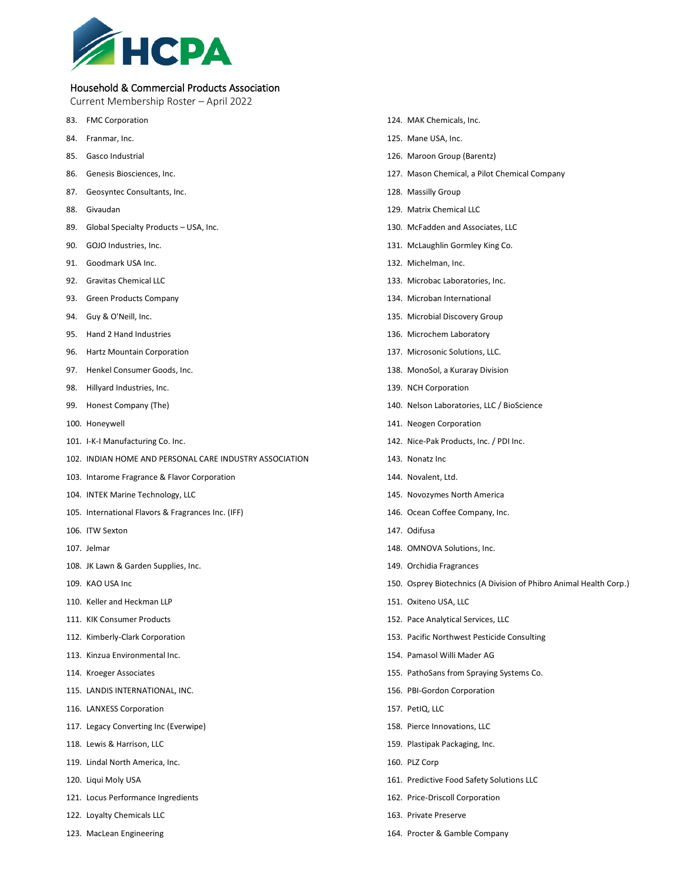Household & Commercial Products Association

Current Membership Roster – April 2022

83. FMC Corporation
84. Franmar, Inc.
85. Gasco Industrial
86. Genesis Biosciences, Inc.
87. Geosyntec Consultants, Inc.
88. Givaudan
89. Global Specialty Products – USA, Inc.
90. GOJO Industries, Inc.
91. Goodmark USA Inc.
92. Gravitas Chemical LLC
93. Green Products Company
94. Guy & O'Neill, Inc.
95. Hand 2 Hand Industries
96. Hartz Mountain Corporation
97. Henkel Consumer Goods, Inc.
98. Hillyard Industries, Inc.
99. Honest Company (The)
100. Honeywell
101. I-K-I Manufacturing Co. Inc.
102. INDIAN HOME AND PERSONAL CARE INDUSTRY ASSOCIATION
103. Intarome Fragrance & Flavor Corporation
104. INTEK Marine Technology, LLC
105. International Flavors & Fragrances Inc. (IFF)
106. ITW Sexton
107. Jelmar
108. JK Lawn & Garden Supplies, Inc.
109. KAO USA Inc
110. Keller and Heckman LLP
111. KIK Consumer Products
112. Kimberly-Clark Corporation
113. Kinzua Environmental Inc.
114. Kroeger Associates
115. LANDIS INTERNATIONAL, INC.
116. LANXESS Corporation
117. Legacy Converting Inc (Everwipe)
118. Lewis & Harrison, LLC
119. Lindal North America, Inc.
120. Liqui Moly USA
121. Locus Performance Ingredients
122. Loyalty Chemicals LLC
123. MacLean Engineering
124. MAK Chemicals, Inc.
125. Mane USA, Inc.
126. Maroon Group (Barentz)
127. Mason Chemical, a Pilot Chemical Company
128. Massilly Group
129. Matrix Chemical LLC
130. McFadden and Associates, LLC
131. McLaughlin Gormley King Co.
132. Michelman, Inc.
133. Microbac Laboratories, Inc.
134. Microban International
135. Microbial Discovery Group
136. Microchem Laboratory
137. Microsonic Solutions, LLC.
138. MonoSol, a Kuraray Division
139. NCH Corporation
140. Nelson Laboratories, LLC / BioScience
141. Neogen Corporation
142. Nice-Pak Products, Inc. / PDI Inc.
143. Nonatz Inc
144. Novalent, Ltd.
145. Novozymes North America
146. Ocean Coffee Company, Inc.
147. Odifusa
148. OMNOVA Solutions, Inc.
149. Orchidia Fragrances
150. Osprey Biotechnics (A Division of Phibro Animal Health Corp.)
151. Oxiteno USA, LLC
152. Pace Analytical Services, LLC
153. Pacific Northwest Pesticide Consulting
154. Pamasol Willi Mader AG
155. PathoSans from Spraying Systems Co.
156. PBI-Gordon Corporation
157. PetIQ, LLC
158. Pierce Innovations, LLC
159. Plastipak Packaging, Inc.
160. PLZ Corp
161. Predictive Food Safety Solutions LLC
162. Price-Driscoll Corporation
163. Private Preserve
164. Procter & Gamble Company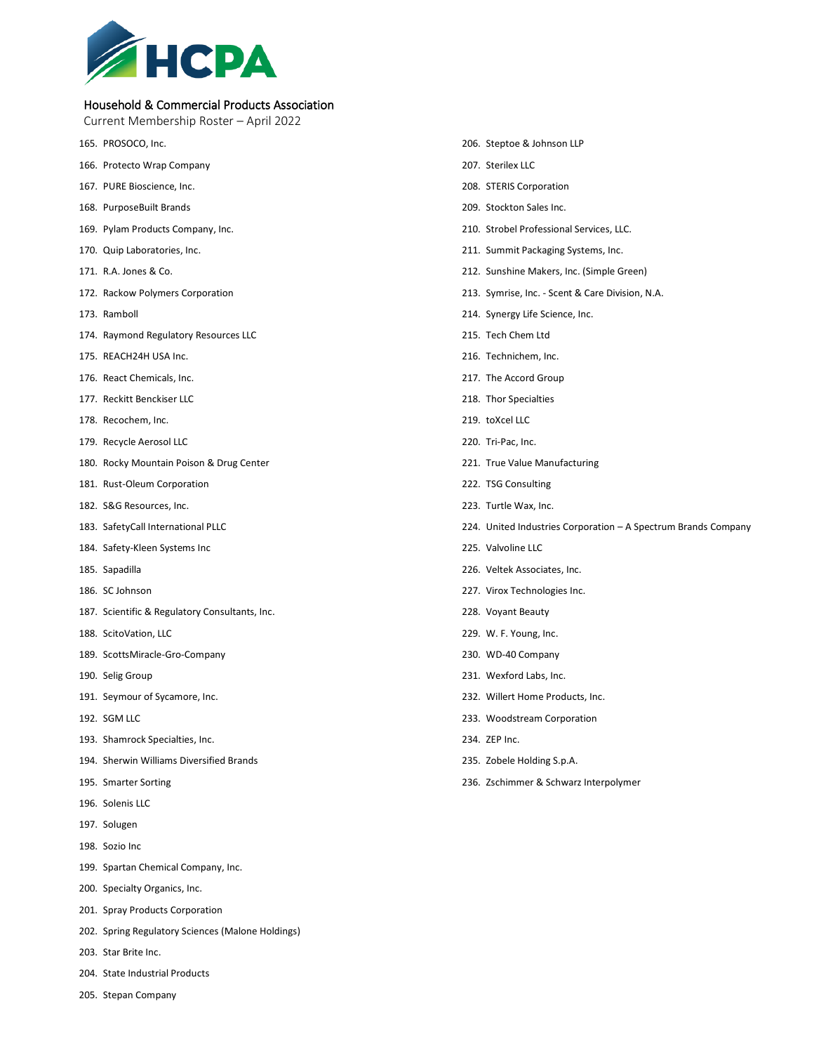HCPA

Household & Commercial Products Association
Current Membership Roster – April 2022

165. PROSOCO, Inc.
166. Protecto Wrap Company
167. PURE Bioscience, Inc.
168. PurposeBuilt Brands
169. Pylam Products Company, Inc.
170. Quip Laboratories, Inc.
171. R.A. Jones & Co.
172. Rackow Polymers Corporation
173. Ramboll
174. Raymond Regulatory Resources LLC
175. REACH24H USA Inc.
176. React Chemicals, Inc.
177. Reckitt Benckiser LLC
178. Recochem, Inc.
179. Recycle Aerosol LLC
180. Rocky Mountain Poison & Drug Center
181. Rust-Oleum Corporation
182. S&G Resources, Inc.
183. SafetyCall International PLLC
184. Safety-Kleen Systems Inc
185. Sapadilla
186. SC Johnson
187. Scientific & Regulatory Consultants, Inc.
188. ScitoVation, LLC
189. ScottsMiracle-Gro-Company
190. Selig Group
191. Seymour of Sycamore, Inc.
192. SGM LLC
193. Shamrock Specialties, Inc.
194. Sherwin Williams Diversified Brands
195. Smarter Sorting
196. Solenis LLC
197. Solugen
198. Sozio Inc
199. Spartan Chemical Company, Inc.
200. Specialty Organics, Inc.
201. Spray Products Corporation
202. Spring Regulatory Sciences (Malone Holdings)
203. Star Brite Inc.
204. State Industrial Products
205. Stepan Company
206. Steptoe & Johnson LLP
207. Sterilex LLC
208. STERIS Corporation
209. Stockton Sales Inc.
210. Strobel Professional Services, LLC.
211. Summit Packaging Systems, Inc.
212. Sunshine Makers, Inc. (Simple Green)
213. Symrise, Inc. - Scent & Care Division, N.A.
214. Synergy Life Science, Inc.
215. Tech Chem Ltd
216. Technichem, Inc.
217. The Accord Group
218. Thor Specialties
219. toXcel LLC
220. Tri-Pac, Inc.
221. True Value Manufacturing
222. TSG Consulting
223. Turtle Wax, Inc.
224. United Industries Corporation – A Spectrum Brands Company
225. Valvoline LLC
226. Veltek Associates, Inc.
227. Virox Technologies Inc.
228. Voyant Beauty
229. W. F. Young, Inc.
230. WD-40 Company
231. Wexford Labs, Inc.
232. Willert Home Products, Inc.
233. Woodstream Corporation
234. ZEP Inc.
235. Zobele Holding S.p.A.
236. Zschimmer & Schwarz Interpolymer